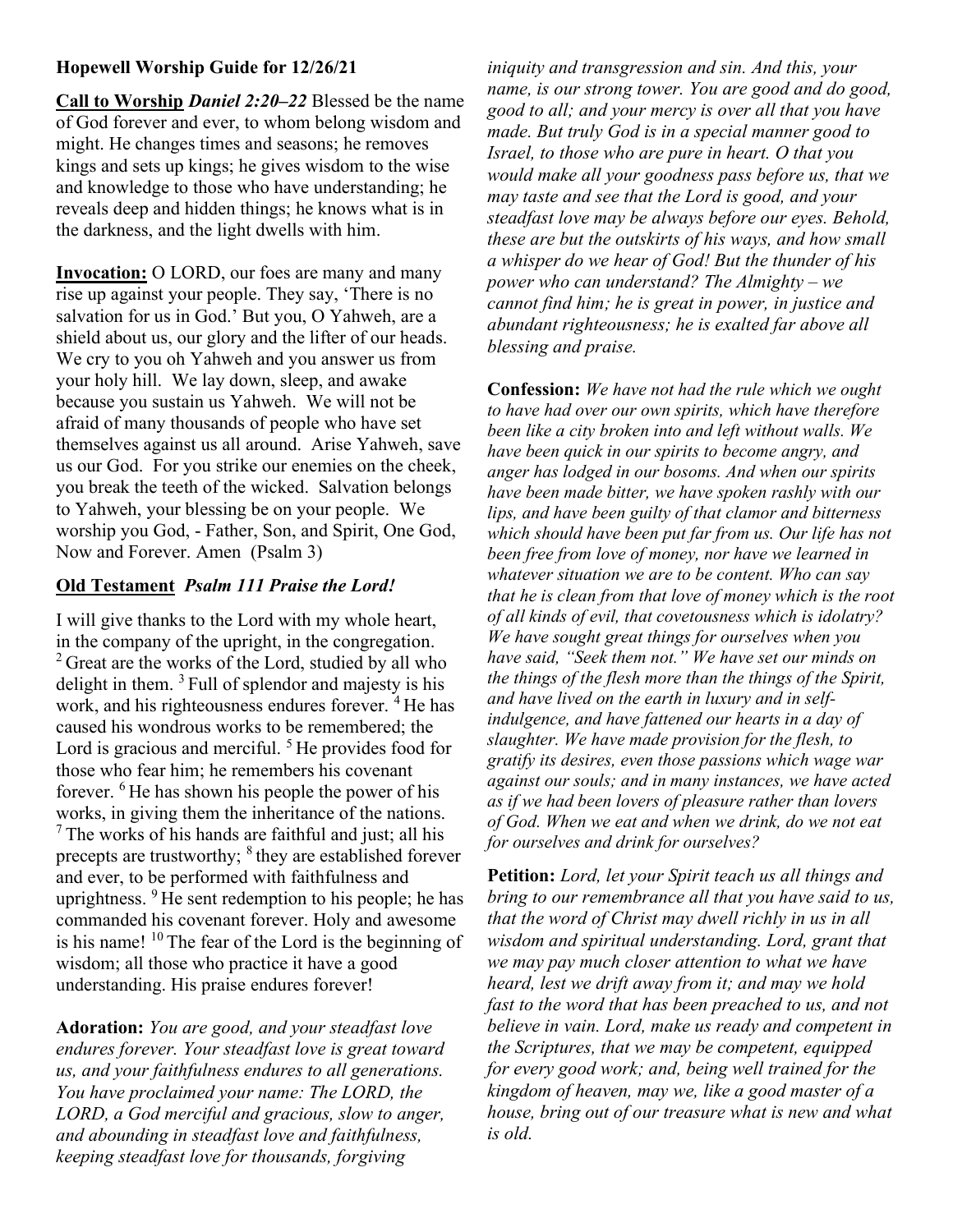**Hopewell Worship Guide for 12/26/21**

**<u>Call to Worship</u>** ***Daniel 2:20–22*** Blessed be the name of God forever and ever, to whom belong wisdom and might. He changes times and seasons; he removes kings and sets up kings; he gives wisdom to the wise and knowledge to those who have understanding; he reveals deep and hidden things; he knows what is in the darkness, and the light dwells with him.

**<u>Invocation:</u>** O LORD, our foes are many and many rise up against your people. They say, 'There is no salvation for us in God.' But you, O Yahweh, are a shield about us, our glory and the lifter of our heads. We cry to you oh Yahweh and you answer us from your holy hill. We lay down, sleep, and awake because you sustain us Yahweh. We will not be afraid of many thousands of people who have set themselves against us all around. Arise Yahweh, save us our God. For you strike our enemies on the cheek, you break the teeth of the wicked. Salvation belongs to Yahweh, your blessing be on your people. We worship you God, - Father, Son, and Spirit, One God, Now and Forever. Amen (Psalm 3)

**<u>Old Testament</u>** ***Psalm 111 Praise the Lord!***

I will give thanks to the Lord with my whole heart, in the company of the upright, in the congregation. [2] Great are the works of the Lord, studied by all who delight in them. [3] Full of splendor and majesty is his work, and his righteousness endures forever. [4] He has caused his wondrous works to be remembered; the Lord is gracious and merciful. [5] He provides food for those who fear him; he remembers his covenant forever. [6] He has shown his people the power of his works, in giving them the inheritance of the nations. [7] The works of his hands are faithful and just; all his precepts are trustworthy; [8] they are established forever and ever, to be performed with faithfulness and uprightness. [9] He sent redemption to his people; he has commanded his covenant forever. Holy and awesome is his name! [10] The fear of the Lord is the beginning of wisdom; all those who practice it have a good understanding. His praise endures forever!

**Adoration:** *You are good, and your steadfast love endures forever. Your steadfast love is great toward us, and your faithfulness endures to all generations. You have proclaimed your name: The LORD, the LORD, a God merciful and gracious, slow to anger, and abounding in steadfast love and faithfulness, keeping steadfast love for thousands, forgiving iniquity and transgression and sin. And this, your name, is our strong tower. You are good and do good, good to all; and your mercy is over all that you have made. But truly God is in a special manner good to Israel, to those who are pure in heart. O that you would make all your goodness pass before us, that we may taste and see that the Lord is good, and your steadfast love may be always before our eyes. Behold, these are but the outskirts of his ways, and how small a whisper do we hear of God! But the thunder of his power who can understand? The Almighty – we cannot find him; he is great in power, in justice and abundant righteousness; he is exalted far above all blessing and praise.*

**Confession:** *We have not had the rule which we ought to have had over our own spirits, which have therefore been like a city broken into and left without walls. We have been quick in our spirits to become angry, and anger has lodged in our bosoms. And when our spirits have been made bitter, we have spoken rashly with our lips, and have been guilty of that clamor and bitterness which should have been put far from us. Our life has not been free from love of money, nor have we learned in whatever situation we are to be content. Who can say that he is clean from that love of money which is the root of all kinds of evil, that covetousness which is idolatry? We have sought great things for ourselves when you have said, "Seek them not." We have set our minds on the things of the flesh more than the things of the Spirit, and have lived on the earth in luxury and in self-indulgence, and have fattened our hearts in a day of slaughter. We have made provision for the flesh, to gratify its desires, even those passions which wage war against our souls; and in many instances, we have acted as if we had been lovers of pleasure rather than lovers of God. When we eat and when we drink, do we not eat for ourselves and drink for ourselves?*

**Petition:** *Lord, let your Spirit teach us all things and bring to our remembrance all that you have said to us, that the word of Christ may dwell richly in us in all wisdom and spiritual understanding. Lord, grant that we may pay much closer attention to what we have heard, lest we drift away from it; and may we hold fast to the word that has been preached to us, and not believe in vain. Lord, make us ready and competent in the Scriptures, that we may be competent, equipped for every good work; and, being well trained for the kingdom of heaven, may we, like a good master of a house, bring out of our treasure what is new and what is old.*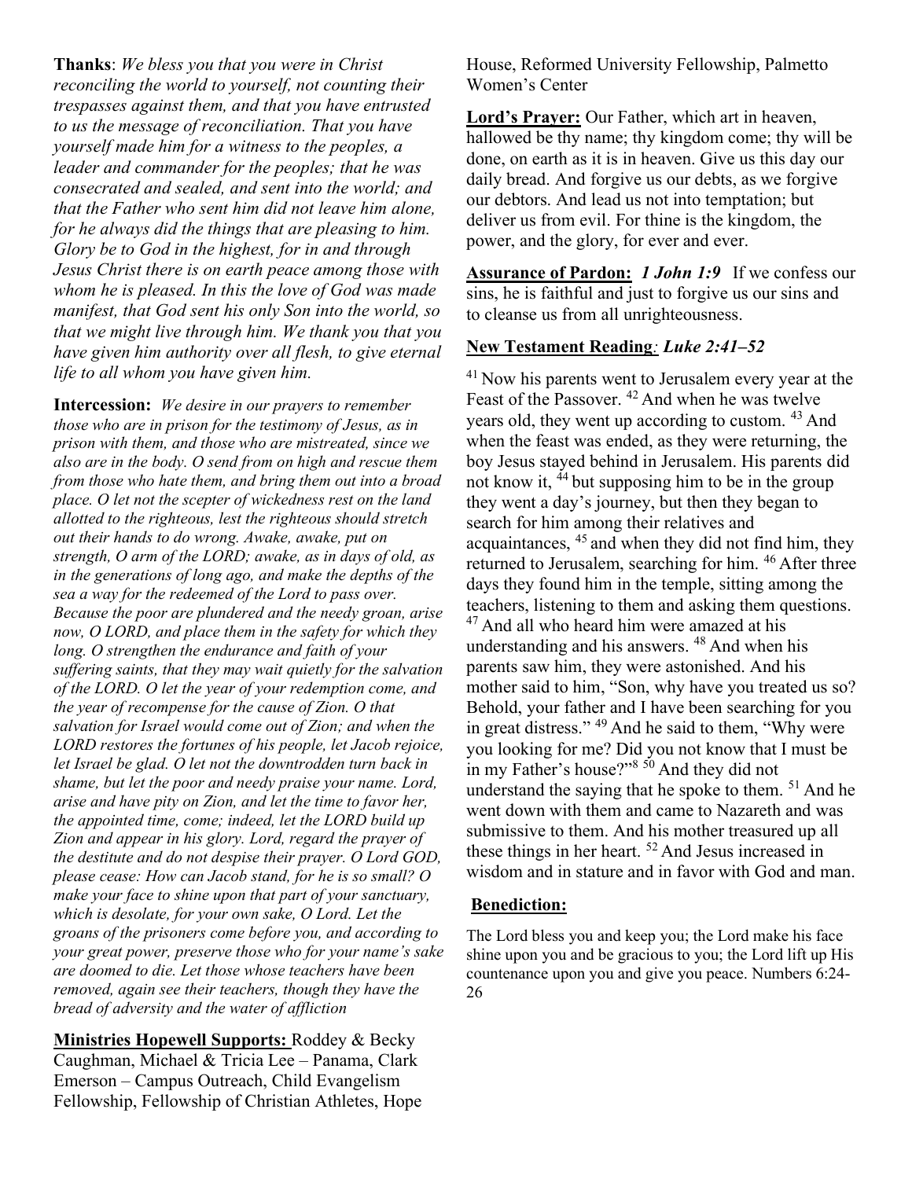**Thanks**: *We bless you that you were in Christ reconciling the world to yourself, not counting their trespasses against them, and that you have entrusted to us the message of reconciliation. That you have yourself made him for a witness to the peoples, a leader and commander for the peoples; that he was consecrated and sealed, and sent into the world; and that the Father who sent him did not leave him alone, for he always did the things that are pleasing to him. Glory be to God in the highest, for in and through Jesus Christ there is on earth peace among those with whom he is pleased. In this the love of God was made manifest, that God sent his only Son into the world, so that we might live through him. We thank you that you have given him authority over all flesh, to give eternal life to all whom you have given him.*

**Intercession:** *We desire in our prayers to remember those who are in prison for the testimony of Jesus, as in prison with them, and those who are mistreated, since we also are in the body. O send from on high and rescue them from those who hate them, and bring them out into a broad place. O let not the scepter of wickedness rest on the land allotted to the righteous, lest the righteous should stretch out their hands to do wrong. Awake, awake, put on strength, O arm of the LORD; awake, as in days of old, as in the generations of long ago, and make the depths of the sea a way for the redeemed of the Lord to pass over. Because the poor are plundered and the needy groan, arise now, O LORD, and place them in the safety for which they long. O strengthen the endurance and faith of your suffering saints, that they may wait quietly for the salvation of the LORD. O let the year of your redemption come, and the year of recompense for the cause of Zion. O that salvation for Israel would come out of Zion; and when the LORD restores the fortunes of his people, let Jacob rejoice, let Israel be glad. O let not the downtrodden turn back in shame, but let the poor and needy praise your name. Lord, arise and have pity on Zion, and let the time to favor her, the appointed time, come; indeed, let the LORD build up Zion and appear in his glory. Lord, regard the prayer of the destitute and do not despise their prayer. O Lord GOD, please cease: How can Jacob stand, for he is so small? O make your face to shine upon that part of your sanctuary, which is desolate, for your own sake, O Lord. Let the groans of the prisoners come before you, and according to your great power, preserve those who for your name's sake are doomed to die. Let those whose teachers have been removed, again see their teachers, though they have the bread of adversity and the water of affliction*

**Ministries Hopewell Supports:** Roddey & Becky Caughman, Michael & Tricia Lee – Panama, Clark Emerson – Campus Outreach, Child Evangelism Fellowship, Fellowship of Christian Athletes, Hope House, Reformed University Fellowship, Palmetto Women's Center

**Lord's Prayer:** Our Father, which art in heaven, hallowed be thy name; thy kingdom come; thy will be done, on earth as it is in heaven. Give us this day our daily bread. And forgive us our debts, as we forgive our debtors. And lead us not into temptation; but deliver us from evil. For thine is the kingdom, the power, and the glory, for ever and ever.

**Assurance of Pardon:** ***1 John 1:9*** If we confess our sins, he is faithful and just to forgive us our sins and to cleanse us from all unrighteousness.

**New Testament Reading**: ***Luke 2:41–52***

[41] Now his parents went to Jerusalem every year at the Feast of the Passover. [42] And when he was twelve years old, they went up according to custom. [43] And when the feast was ended, as they were returning, the boy Jesus stayed behind in Jerusalem. His parents did not know it, [44] but supposing him to be in the group they went a day's journey, but then they began to search for him among their relatives and acquaintances, [45] and when they did not find him, they returned to Jerusalem, searching for him. [46] After three days they found him in the temple, sitting among the teachers, listening to them and asking them questions. [47] And all who heard him were amazed at his understanding and his answers. [48] And when his parents saw him, they were astonished. And his mother said to him, "Son, why have you treated us so? Behold, your father and I have been searching for you in great distress." [49] And he said to them, "Why were you looking for me? Did you not know that I must be in my Father's house?"[8] [50] And they did not understand the saying that he spoke to them. [51] And he went down with them and came to Nazareth and was submissive to them. And his mother treasured up all these things in her heart. [52] And Jesus increased in wisdom and in stature and in favor with God and man.

**Benediction:**

The Lord bless you and keep you; the Lord make his face shine upon you and be gracious to you; the Lord lift up His countenance upon you and give you peace. Numbers 6:24-26